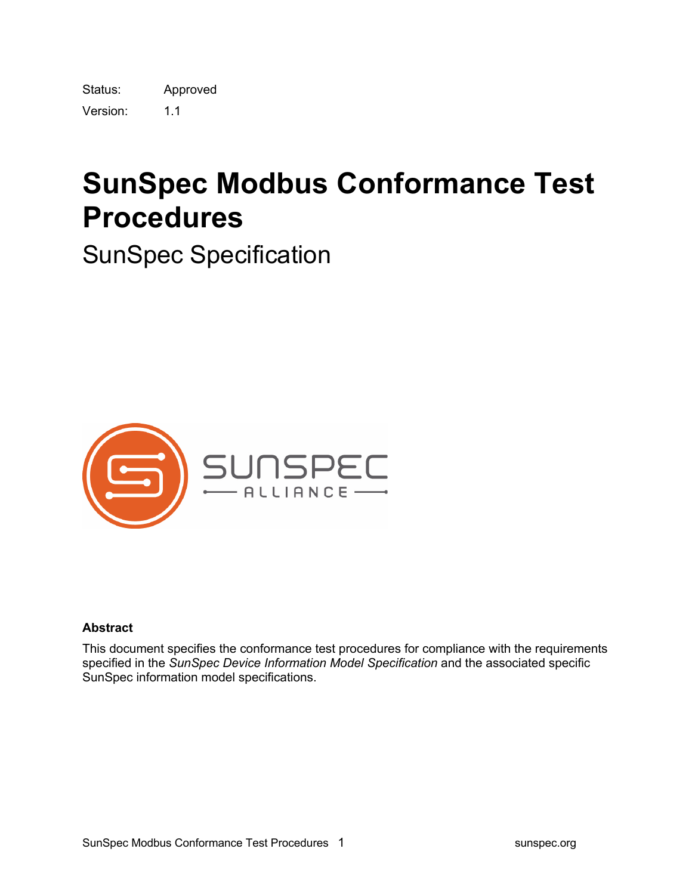Status: Approved

Version: 1.1

# SunSpec Modbus Conformance Test Procedures

## SunSpec Specification

**Abstract**

This document specifies the conformance test procedures for compliance with the requirements specified in the *SunSpec Device Information Model Specification* and the associated specific SunSpec information model specifications.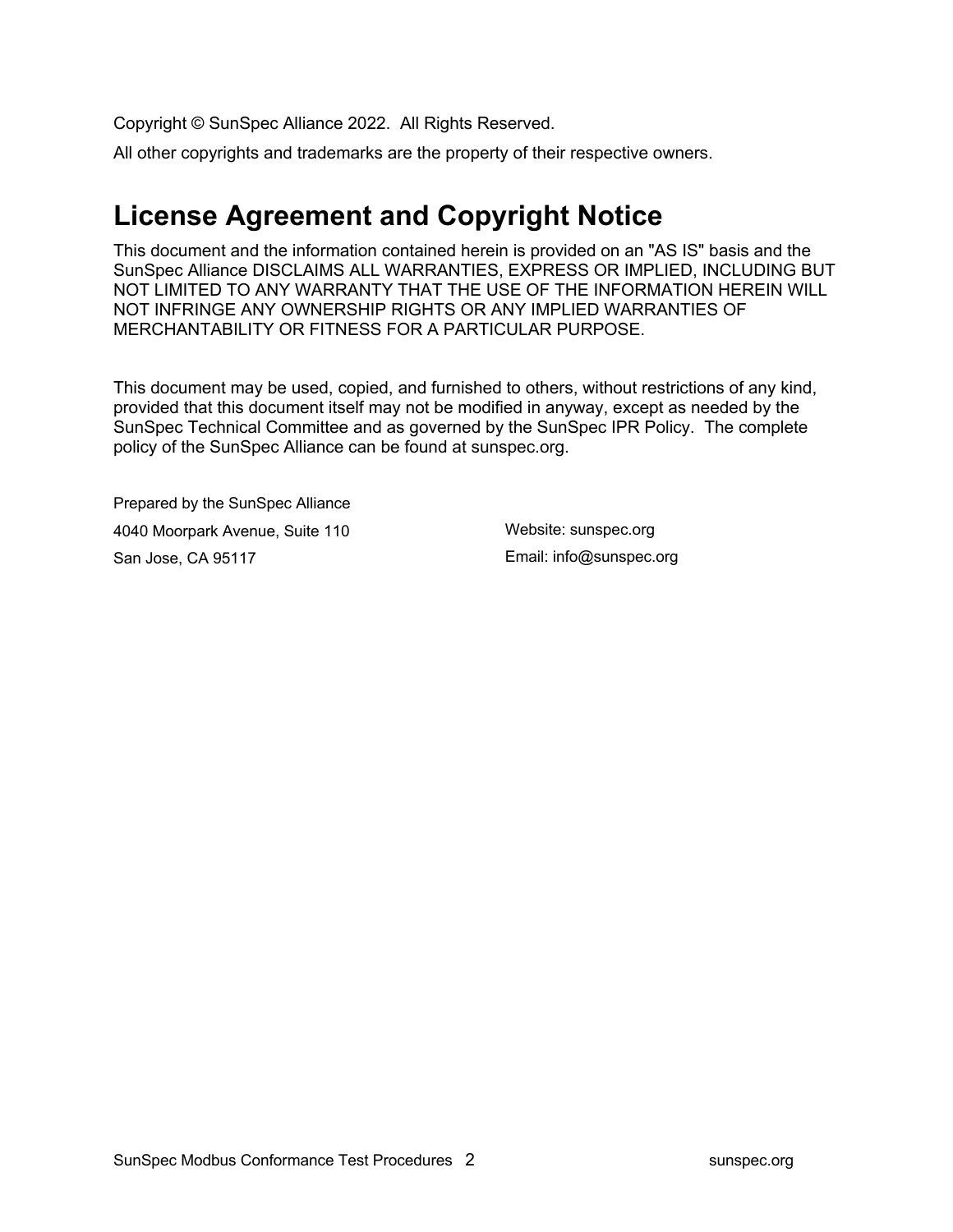Copyright © SunSpec Alliance 2022. All Rights Reserved.

All other copyrights and trademarks are the property of their respective owners.

## License Agreement and Copyright Notice

This document and the information contained herein is provided on an "AS IS" basis and the SunSpec Alliance DISCLAIMS ALL WARRANTIES, EXPRESS OR IMPLIED, INCLUDING BUT NOT LIMITED TO ANY WARRANTY THAT THE USE OF THE INFORMATION HEREIN WILL NOT INFRINGE ANY OWNERSHIP RIGHTS OR ANY IMPLIED WARRANTIES OF MERCHANTABILITY OR FITNESS FOR A PARTICULAR PURPOSE.

This document may be used, copied, and furnished to others, without restrictions of any kind, provided that this document itself may not be modified in anyway, except as needed by the SunSpec Technical Committee and as governed by the SunSpec IPR Policy. The complete policy of the SunSpec Alliance can be found at sunspec.org.

Prepared by the SunSpec Alliance

4040 Moorpark Avenue, Suite 110

San Jose, CA 95117

Website: sunspec.org

Email: info@sunspec.org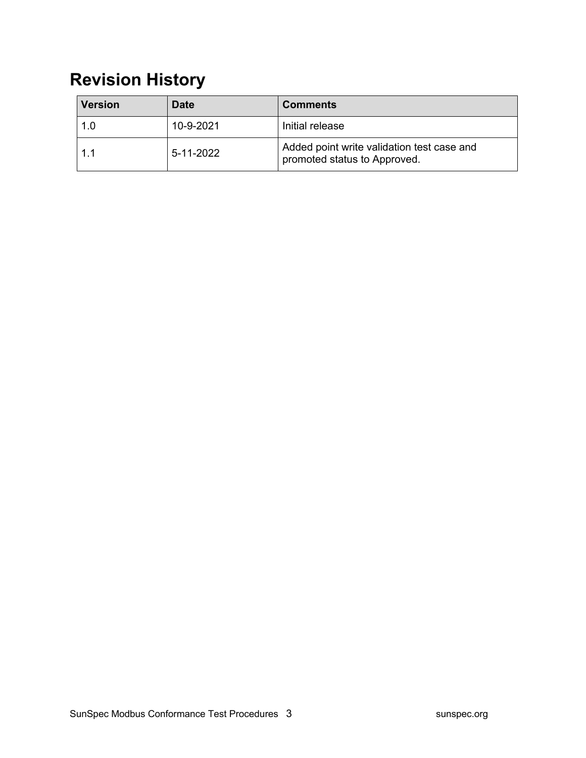# Revision History

| Version | Date | Comments |
|---|---|---|
| 1.0 | 10-9-2021 | Initial release |
| 1.1 | 5-11-2022 | Added point write validation test case and promoted status to Approved. |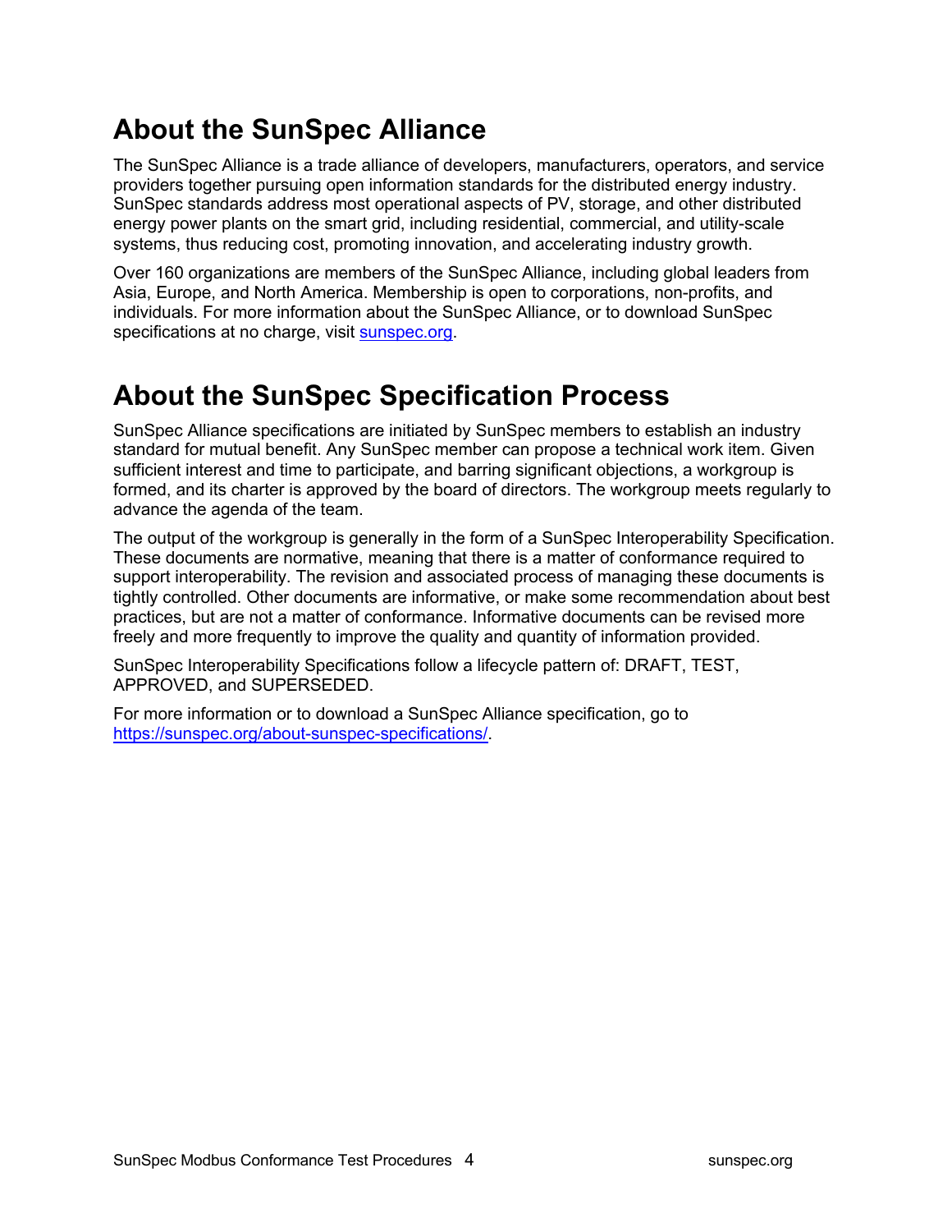## About the SunSpec Alliance

The SunSpec Alliance is a trade alliance of developers, manufacturers, operators, and service providers together pursuing open information standards for the distributed energy industry. SunSpec standards address most operational aspects of PV, storage, and other distributed energy power plants on the smart grid, including residential, commercial, and utility-scale systems, thus reducing cost, promoting innovation, and accelerating industry growth.

Over 160 organizations are members of the SunSpec Alliance, including global leaders from Asia, Europe, and North America. Membership is open to corporations, non-profits, and individuals. For more information about the SunSpec Alliance, or to download SunSpec specifications at no charge, visit [sunspec.org](https://sunspec.org).

## About the SunSpec Specification Process

SunSpec Alliance specifications are initiated by SunSpec members to establish an industry standard for mutual benefit. Any SunSpec member can propose a technical work item. Given sufficient interest and time to participate, and barring significant objections, a workgroup is formed, and its charter is approved by the board of directors. The workgroup meets regularly to advance the agenda of the team.

The output of the workgroup is generally in the form of a SunSpec Interoperability Specification. These documents are normative, meaning that there is a matter of conformance required to support interoperability. The revision and associated process of managing these documents is tightly controlled. Other documents are informative, or make some recommendation about best practices, but are not a matter of conformance. Informative documents can be revised more freely and more frequently to improve the quality and quantity of information provided.

SunSpec Interoperability Specifications follow a lifecycle pattern of: DRAFT, TEST, APPROVED, and SUPERSEDED.

For more information or to download a SunSpec Alliance specification, go to [https://sunspec.org/about-sunspec-specifications/](https://sunspec.org/about-sunspec-specifications/).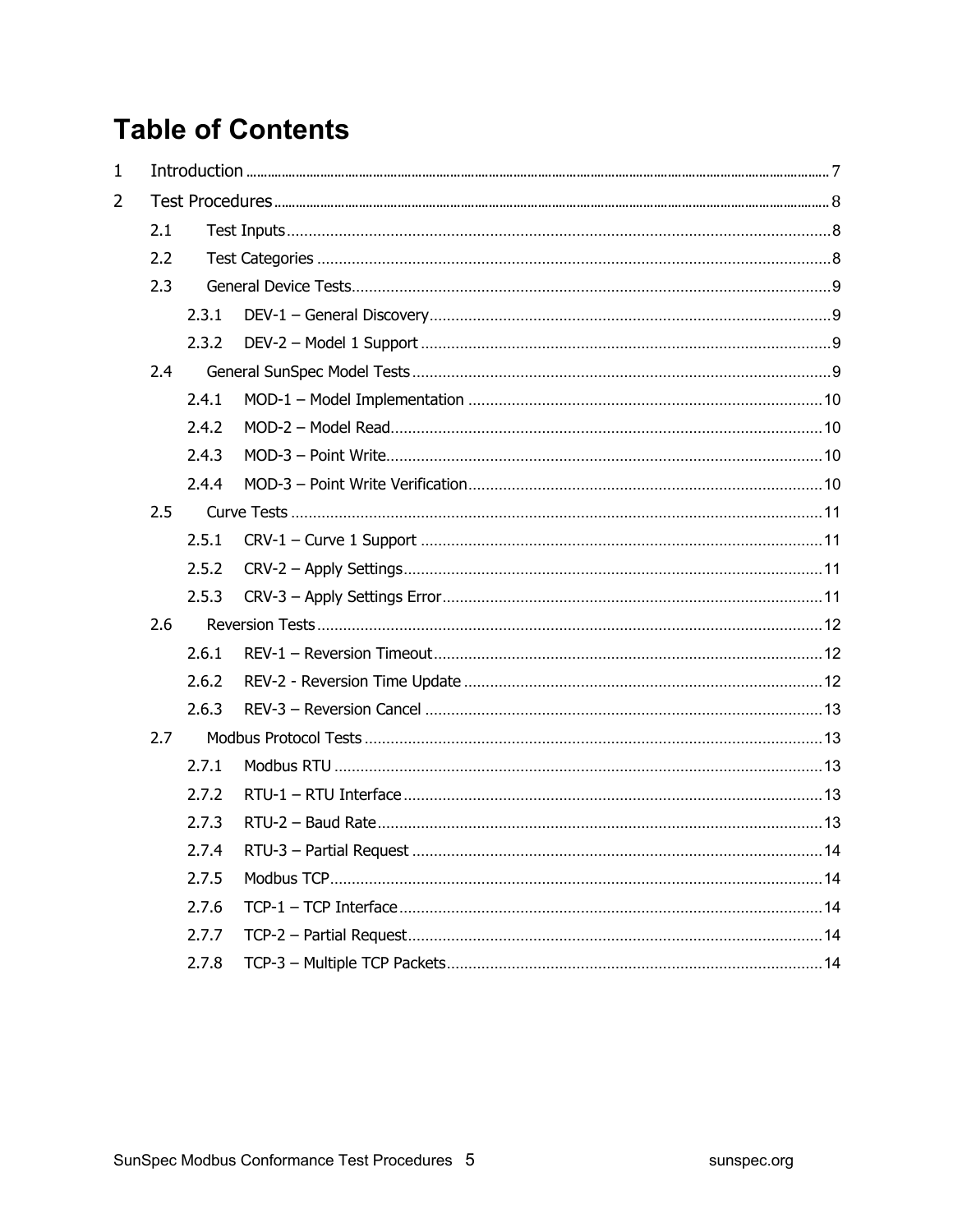# Table of Contents

1 Introduction ........ 7

2 Test Procedures ........ 8

- 2.1 Test Inputs ........ 8
- 2.2 Test Categories ........ 8
- 2.3 General Device Tests ........ 9
  - 2.3.1 DEV-1 – General Discovery ........ 9
  - 2.3.2 DEV-2 – Model 1 Support ........ 9
- 2.4 General SunSpec Model Tests ........ 9
  - 2.4.1 MOD-1 – Model Implementation ........ 10
  - 2.4.2 MOD-2 – Model Read ........ 10
  - 2.4.3 MOD-3 – Point Write ........ 10
  - 2.4.4 MOD-3 – Point Write Verification ........ 10
- 2.5 Curve Tests ........ 11
  - 2.5.1 CRV-1 – Curve 1 Support ........ 11
  - 2.5.2 CRV-2 – Apply Settings ........ 11
  - 2.5.3 CRV-3 – Apply Settings Error ........ 11
- 2.6 Reversion Tests ........ 12
  - 2.6.1 REV-1 – Reversion Timeout ........ 12
  - 2.6.2 REV-2 - Reversion Time Update ........ 12
  - 2.6.3 REV-3 – Reversion Cancel ........ 13
- 2.7 Modbus Protocol Tests ........ 13
  - 2.7.1 Modbus RTU ........ 13
  - 2.7.2 RTU-1 – RTU Interface ........ 13
  - 2.7.3 RTU-2 – Baud Rate ........ 13
  - 2.7.4 RTU-3 – Partial Request ........ 14
  - 2.7.5 Modbus TCP ........ 14
  - 2.7.6 TCP-1 – TCP Interface ........ 14
  - 2.7.7 TCP-2 – Partial Request ........ 14
  - 2.7.8 TCP-3 – Multiple TCP Packets ........ 14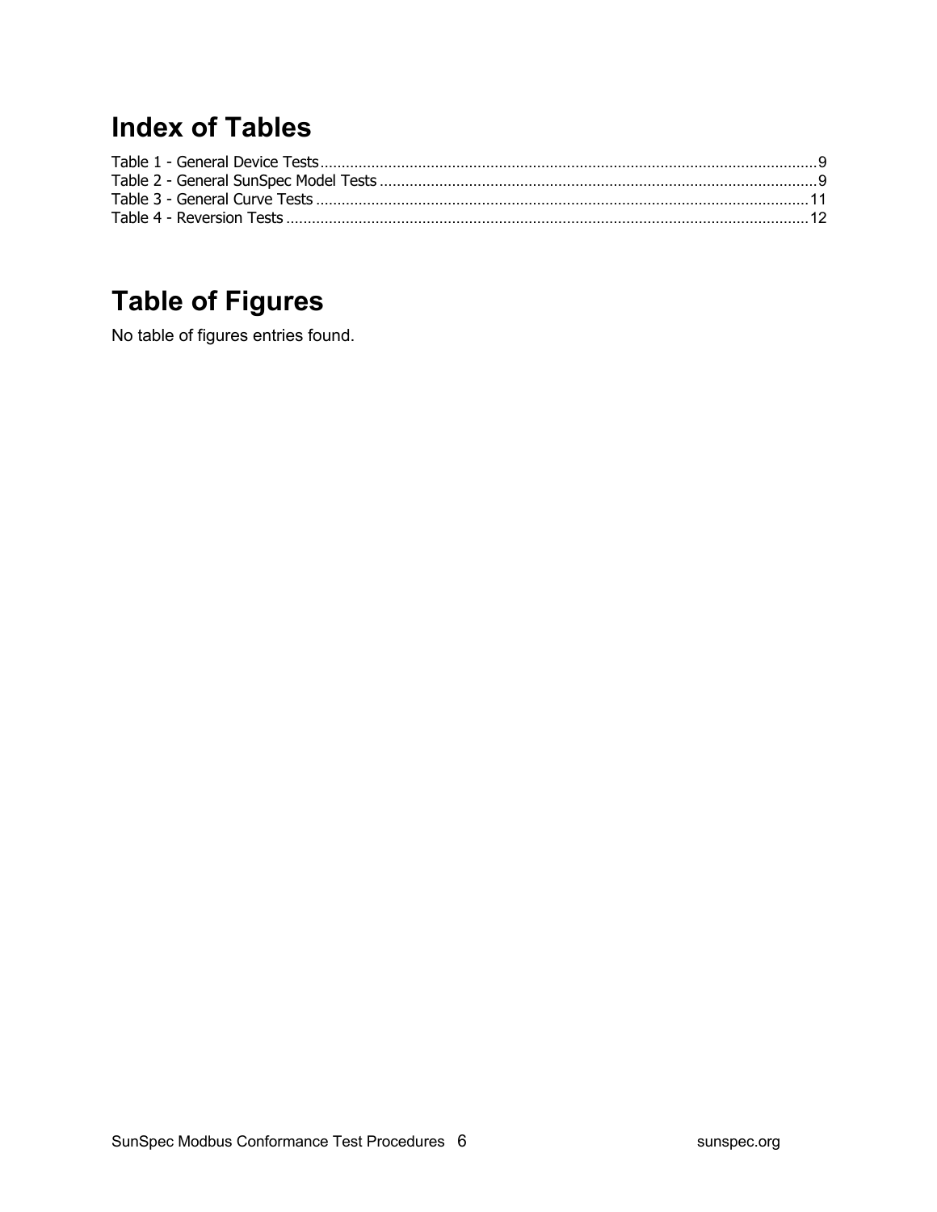# Index of Tables

Table 1 - General Device Tests....................................................................................................................9
Table 2 - General SunSpec Model Tests......................................................................................................9
Table 3 - General Curve Tests....................................................................................................................11
Table 4 - Reversion Tests..........................................................................................................................12

# Table of Figures

No table of figures entries found.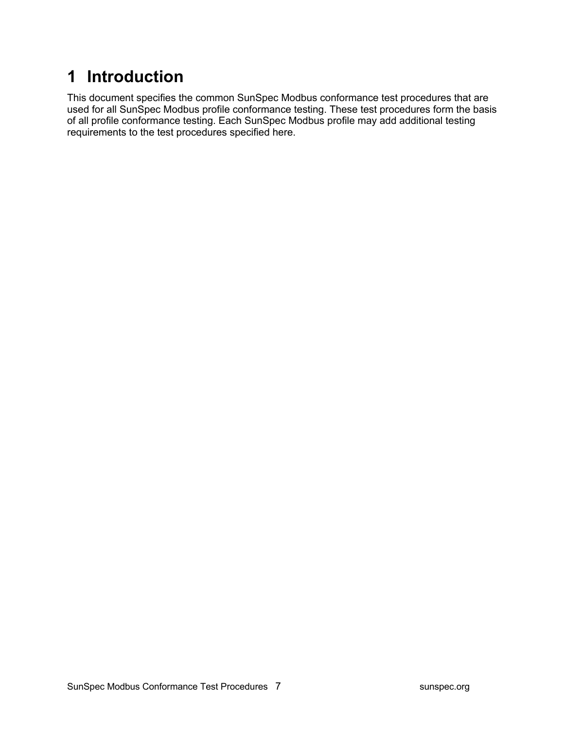# 1 Introduction

This document specifies the common SunSpec Modbus conformance test procedures that are used for all SunSpec Modbus profile conformance testing. These test procedures form the basis of all profile conformance testing. Each SunSpec Modbus profile may add additional testing requirements to the test procedures specified here.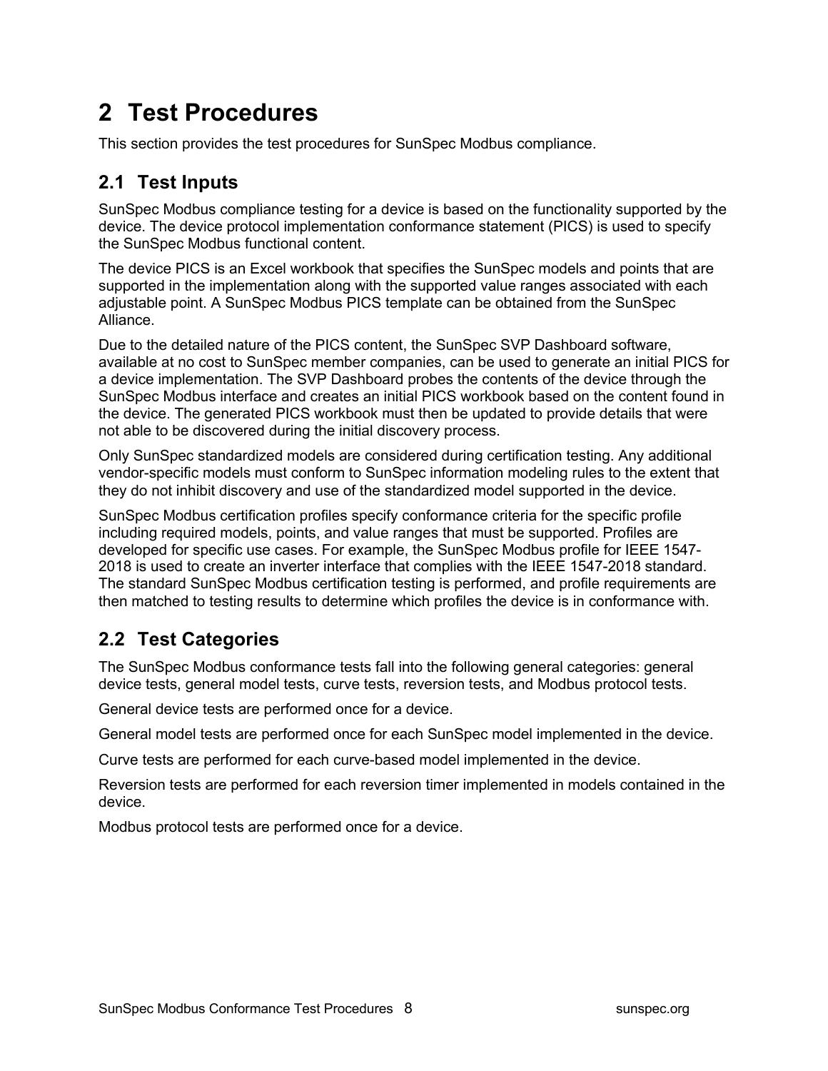# 2 Test Procedures

This section provides the test procedures for SunSpec Modbus compliance.

## 2.1 Test Inputs

SunSpec Modbus compliance testing for a device is based on the functionality supported by the device. The device protocol implementation conformance statement (PICS) is used to specify the SunSpec Modbus functional content.

The device PICS is an Excel workbook that specifies the SunSpec models and points that are supported in the implementation along with the supported value ranges associated with each adjustable point. A SunSpec Modbus PICS template can be obtained from the SunSpec Alliance.

Due to the detailed nature of the PICS content, the SunSpec SVP Dashboard software, available at no cost to SunSpec member companies, can be used to generate an initial PICS for a device implementation. The SVP Dashboard probes the contents of the device through the SunSpec Modbus interface and creates an initial PICS workbook based on the content found in the device. The generated PICS workbook must then be updated to provide details that were not able to be discovered during the initial discovery process.

Only SunSpec standardized models are considered during certification testing. Any additional vendor-specific models must conform to SunSpec information modeling rules to the extent that they do not inhibit discovery and use of the standardized model supported in the device.

SunSpec Modbus certification profiles specify conformance criteria for the specific profile including required models, points, and value ranges that must be supported. Profiles are developed for specific use cases. For example, the SunSpec Modbus profile for IEEE 1547-2018 is used to create an inverter interface that complies with the IEEE 1547-2018 standard. The standard SunSpec Modbus certification testing is performed, and profile requirements are then matched to testing results to determine which profiles the device is in conformance with.

## 2.2 Test Categories

The SunSpec Modbus conformance tests fall into the following general categories: general device tests, general model tests, curve tests, reversion tests, and Modbus protocol tests.

General device tests are performed once for a device.

General model tests are performed once for each SunSpec model implemented in the device.

Curve tests are performed for each curve-based model implemented in the device.

Reversion tests are performed for each reversion timer implemented in models contained in the device.

Modbus protocol tests are performed once for a device.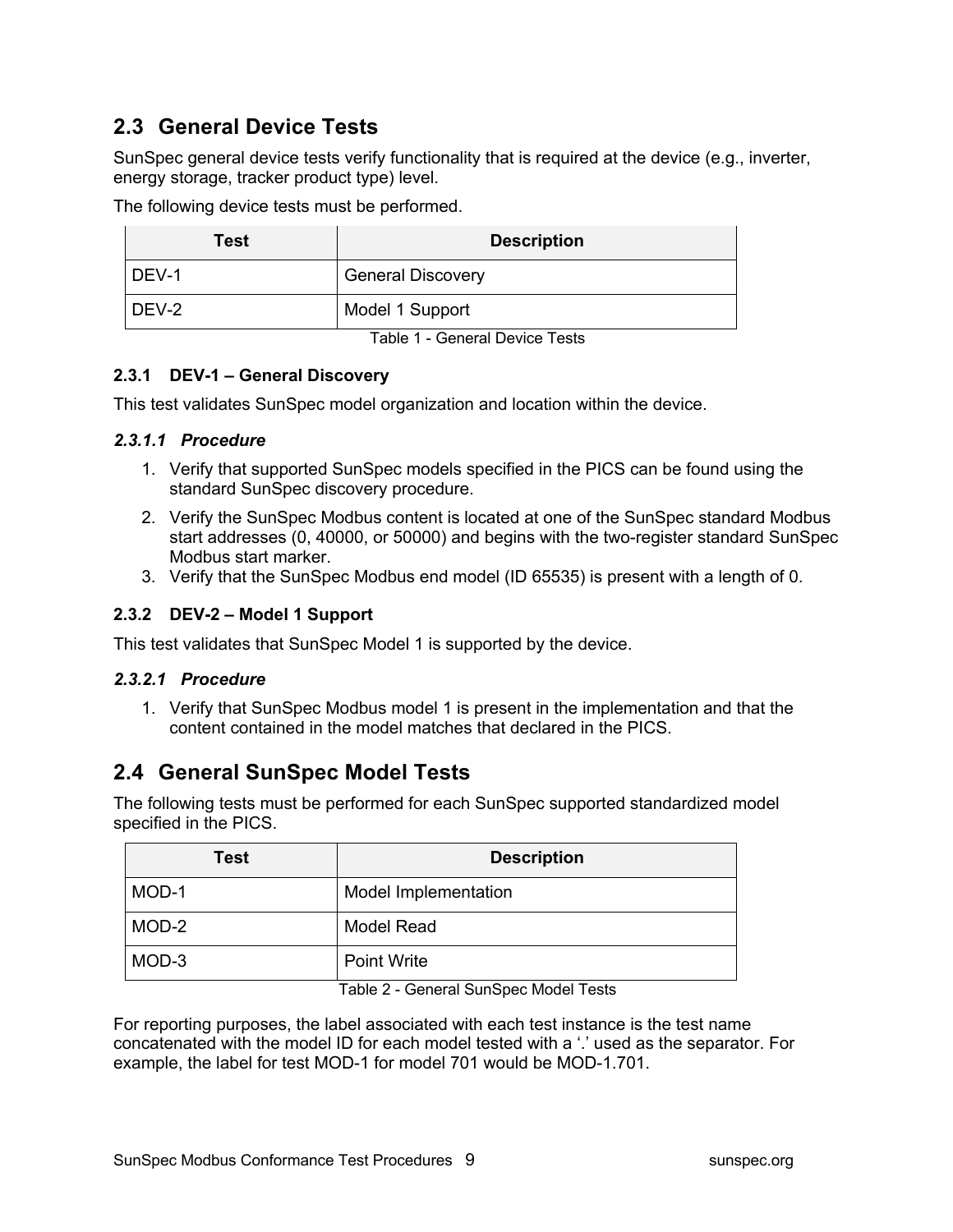## 2.3 General Device Tests

SunSpec general device tests verify functionality that is required at the device (e.g., inverter, energy storage, tracker product type) level.

The following device tests must be performed.

| Test | Description |
|---|---|
| DEV-1 | General Discovery |
| DEV-2 | Model 1 Support |

Table 1 - General Device Tests

### 2.3.1 DEV-1 – General Discovery

This test validates SunSpec model organization and location within the device.

#### *2.3.1.1 Procedure*

1. Verify that supported SunSpec models specified in the PICS can be found using the standard SunSpec discovery procedure.
2. Verify the SunSpec Modbus content is located at one of the SunSpec standard Modbus start addresses (0, 40000, or 50000) and begins with the two-register standard SunSpec Modbus start marker.
3. Verify that the SunSpec Modbus end model (ID 65535) is present with a length of 0.

### 2.3.2 DEV-2 – Model 1 Support

This test validates that SunSpec Model 1 is supported by the device.

#### *2.3.2.1 Procedure*

1. Verify that SunSpec Modbus model 1 is present in the implementation and that the content contained in the model matches that declared in the PICS.

## 2.4 General SunSpec Model Tests

The following tests must be performed for each SunSpec supported standardized model specified in the PICS.

| Test | Description |
|---|---|
| MOD-1 | Model Implementation |
| MOD-2 | Model Read |
| MOD-3 | Point Write |

Table 2 - General SunSpec Model Tests

For reporting purposes, the label associated with each test instance is the test name concatenated with the model ID for each model tested with a '.' used as the separator. For example, the label for test MOD-1 for model 701 would be MOD-1.701.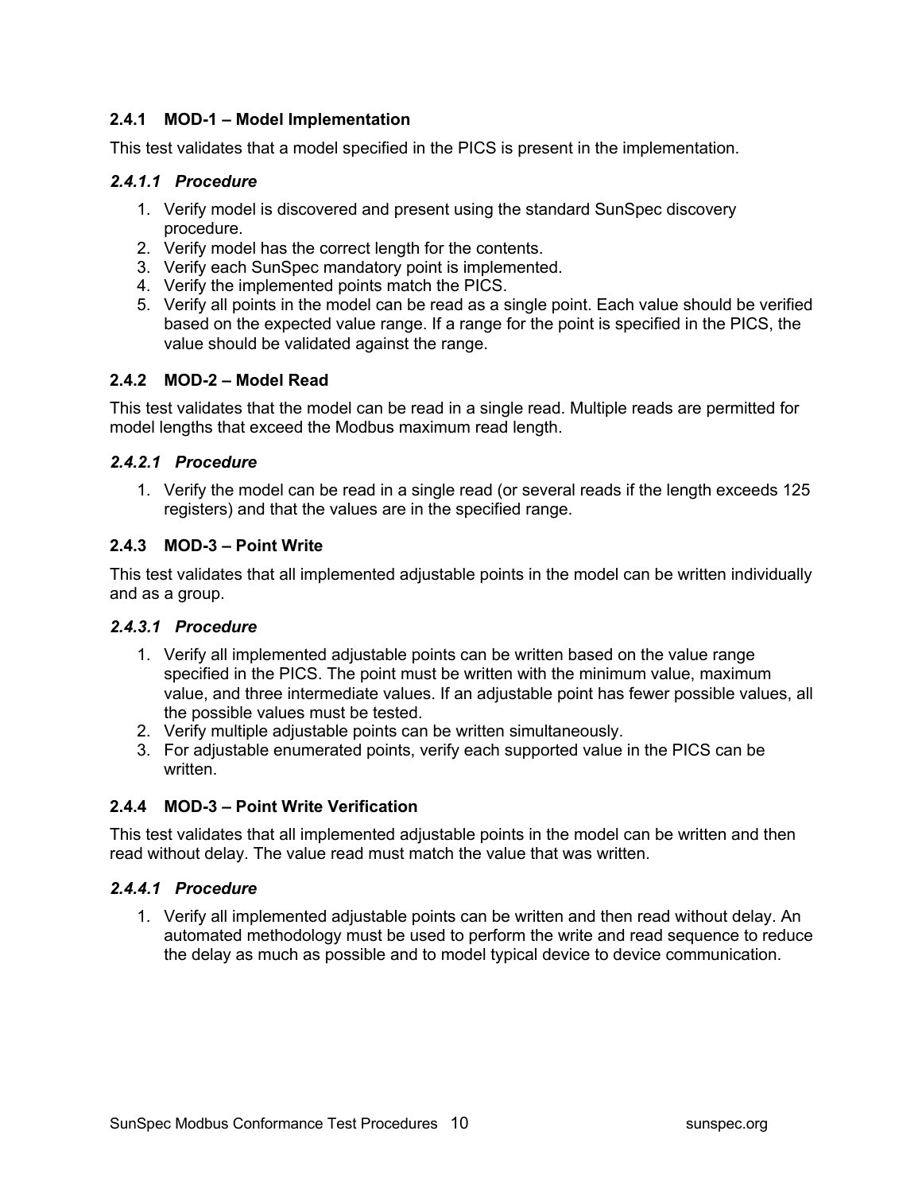### 2.4.1 MOD-1 – Model Implementation

This test validates that a model specified in the PICS is present in the implementation.

#### *2.4.1.1 Procedure*

1. Verify model is discovered and present using the standard SunSpec discovery procedure.
2. Verify model has the correct length for the contents.
3. Verify each SunSpec mandatory point is implemented.
4. Verify the implemented points match the PICS.
5. Verify all points in the model can be read as a single point. Each value should be verified based on the expected value range. If a range for the point is specified in the PICS, the value should be validated against the range.

### 2.4.2 MOD-2 – Model Read

This test validates that the model can be read in a single read. Multiple reads are permitted for model lengths that exceed the Modbus maximum read length.

#### *2.4.2.1 Procedure*

1. Verify the model can be read in a single read (or several reads if the length exceeds 125 registers) and that the values are in the specified range.

### 2.4.3 MOD-3 – Point Write

This test validates that all implemented adjustable points in the model can be written individually and as a group.

#### *2.4.3.1 Procedure*

1. Verify all implemented adjustable points can be written based on the value range specified in the PICS. The point must be written with the minimum value, maximum value, and three intermediate values. If an adjustable point has fewer possible values, all the possible values must be tested.
2. Verify multiple adjustable points can be written simultaneously.
3. For adjustable enumerated points, verify each supported value in the PICS can be written.

### 2.4.4 MOD-3 – Point Write Verification

This test validates that all implemented adjustable points in the model can be written and then read without delay. The value read must match the value that was written.

#### *2.4.4.1 Procedure*

1. Verify all implemented adjustable points can be written and then read without delay. An automated methodology must be used to perform the write and read sequence to reduce the delay as much as possible and to model typical device to device communication.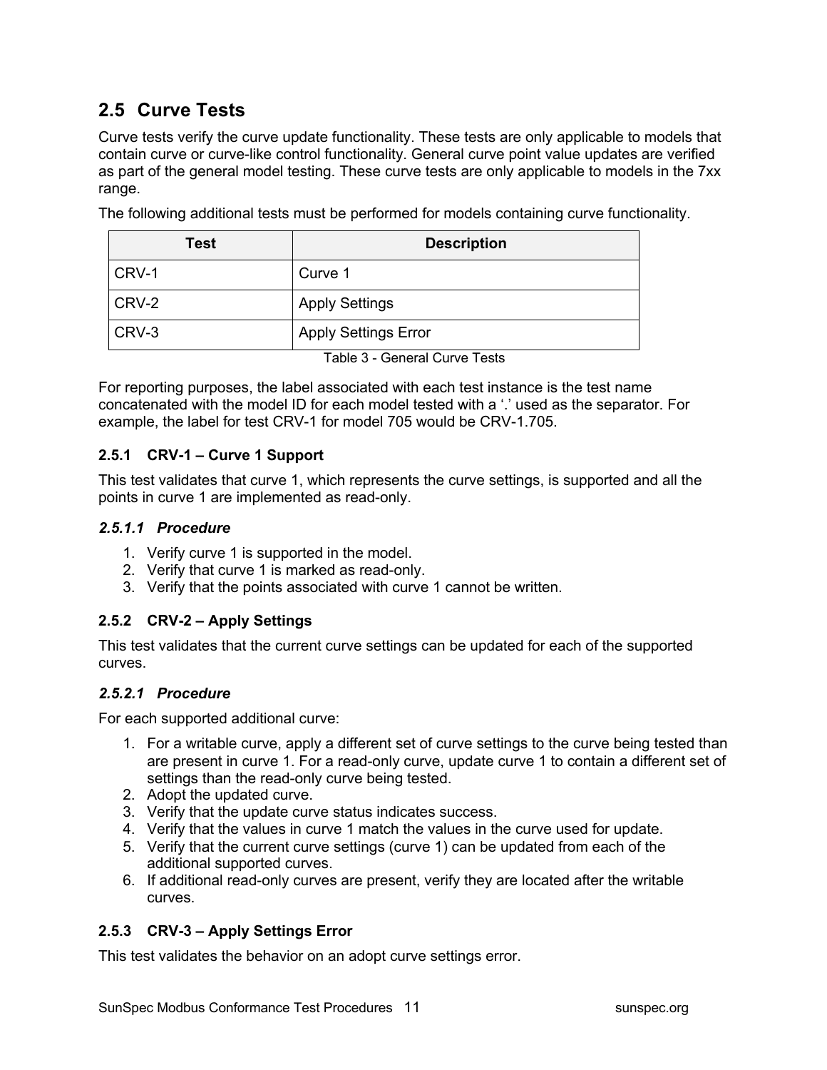## 2.5 Curve Tests

Curve tests verify the curve update functionality. These tests are only applicable to models that contain curve or curve-like control functionality. General curve point value updates are verified as part of the general model testing. These curve tests are only applicable to models in the 7xx range.

The following additional tests must be performed for models containing curve functionality.

| Test | Description |
|---|---|
| CRV-1 | Curve 1 |
| CRV-2 | Apply Settings |
| CRV-3 | Apply Settings Error |

Table 3 - General Curve Tests

For reporting purposes, the label associated with each test instance is the test name concatenated with the model ID for each model tested with a '.' used as the separator. For example, the label for test CRV-1 for model 705 would be CRV-1.705.

### 2.5.1 CRV-1 – Curve 1 Support

This test validates that curve 1, which represents the curve settings, is supported and all the points in curve 1 are implemented as read-only.

#### *2.5.1.1 Procedure*

1. Verify curve 1 is supported in the model.
2. Verify that curve 1 is marked as read-only.
3. Verify that the points associated with curve 1 cannot be written.

### 2.5.2 CRV-2 – Apply Settings

This test validates that the current curve settings can be updated for each of the supported curves.

#### *2.5.2.1 Procedure*

For each supported additional curve:

1. For a writable curve, apply a different set of curve settings to the curve being tested than are present in curve 1. For a read-only curve, update curve 1 to contain a different set of settings than the read-only curve being tested.
2. Adopt the updated curve.
3. Verify that the update curve status indicates success.
4. Verify that the values in curve 1 match the values in the curve used for update.
5. Verify that the current curve settings (curve 1) can be updated from each of the additional supported curves.
6. If additional read-only curves are present, verify they are located after the writable curves.

### 2.5.3 CRV-3 – Apply Settings Error

This test validates the behavior on an adopt curve settings error.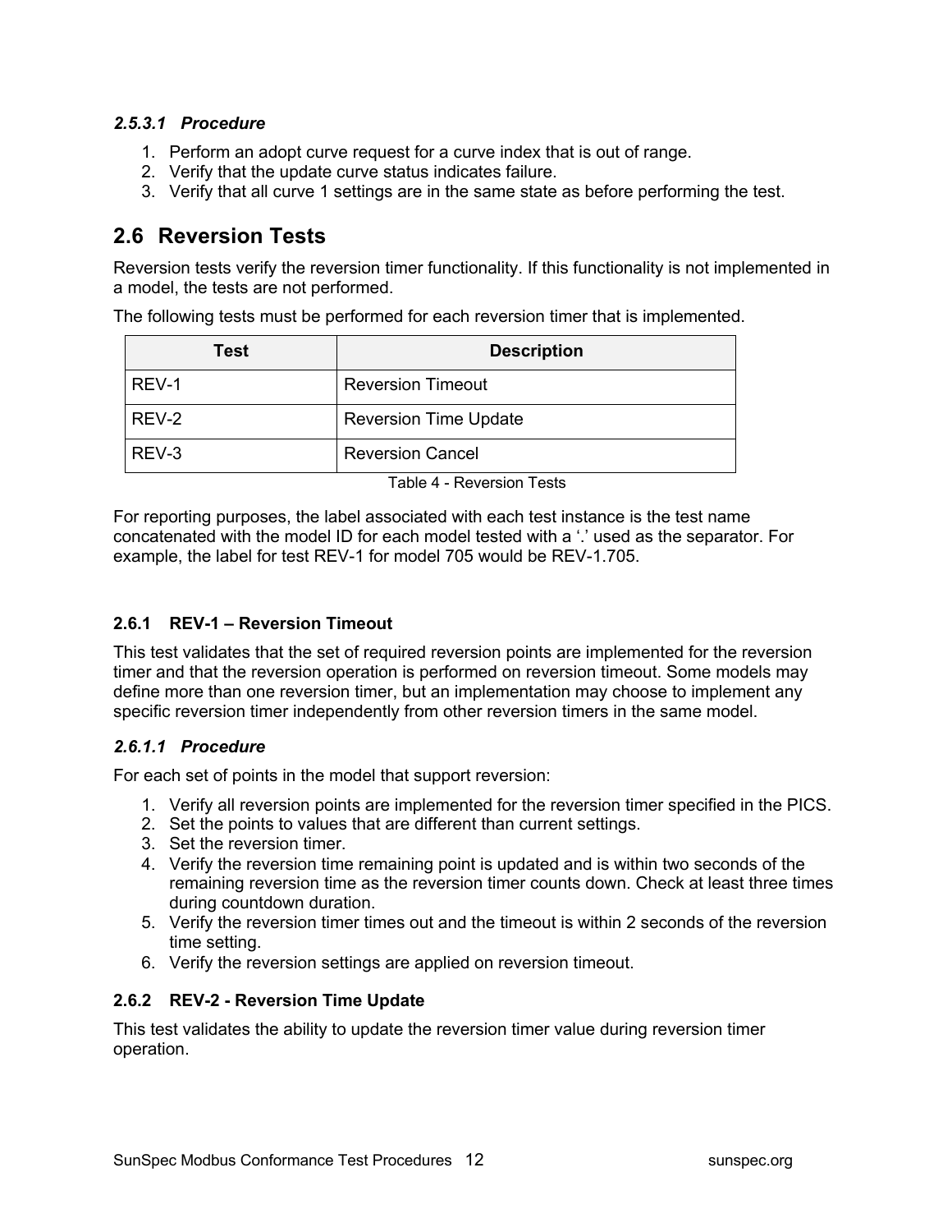#### *2.5.3.1 Procedure*

1. Perform an adopt curve request for a curve index that is out of range.
2. Verify that the update curve status indicates failure.
3. Verify that all curve 1 settings are in the same state as before performing the test.

## 2.6 Reversion Tests

Reversion tests verify the reversion timer functionality. If this functionality is not implemented in a model, the tests are not performed.

The following tests must be performed for each reversion timer that is implemented.

| Test | Description |
| --- | --- |
| REV-1 | Reversion Timeout |
| REV-2 | Reversion Time Update |
| REV-3 | Reversion Cancel |

Table 4 - Reversion Tests

For reporting purposes, the label associated with each test instance is the test name concatenated with the model ID for each model tested with a '.' used as the separator. For example, the label for test REV-1 for model 705 would be REV-1.705.

### 2.6.1 REV-1 – Reversion Timeout

This test validates that the set of required reversion points are implemented for the reversion timer and that the reversion operation is performed on reversion timeout. Some models may define more than one reversion timer, but an implementation may choose to implement any specific reversion timer independently from other reversion timers in the same model.

#### *2.6.1.1 Procedure*

For each set of points in the model that support reversion:

1. Verify all reversion points are implemented for the reversion timer specified in the PICS.
2. Set the points to values that are different than current settings.
3. Set the reversion timer.
4. Verify the reversion time remaining point is updated and is within two seconds of the remaining reversion time as the reversion timer counts down. Check at least three times during countdown duration.
5. Verify the reversion timer times out and the timeout is within 2 seconds of the reversion time setting.
6. Verify the reversion settings are applied on reversion timeout.

### 2.6.2 REV-2 - Reversion Time Update

This test validates the ability to update the reversion timer value during reversion timer operation.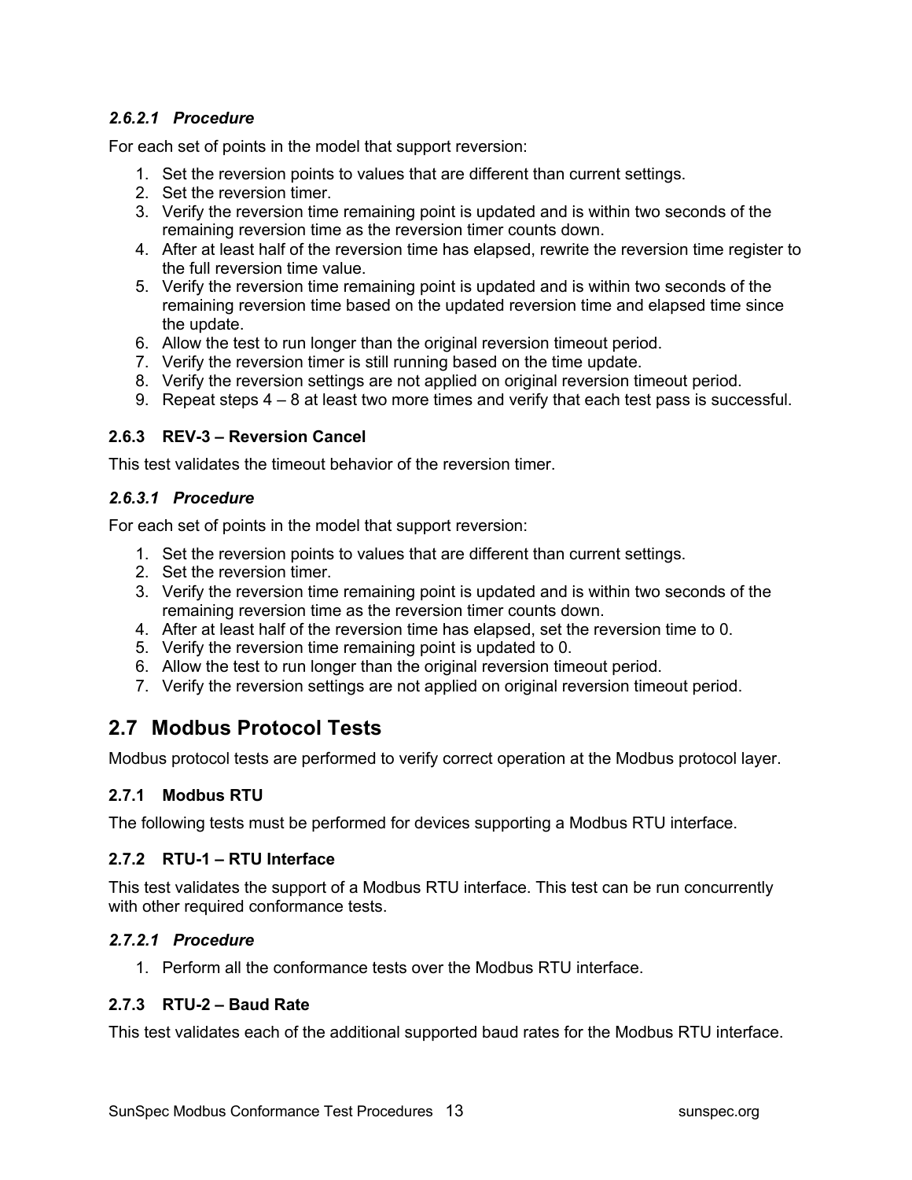#### *2.6.2.1 Procedure*

For each set of points in the model that support reversion:

1. Set the reversion points to values that are different than current settings.
2. Set the reversion timer.
3. Verify the reversion time remaining point is updated and is within two seconds of the remaining reversion time as the reversion timer counts down.
4. After at least half of the reversion time has elapsed, rewrite the reversion time register to the full reversion time value.
5. Verify the reversion time remaining point is updated and is within two seconds of the remaining reversion time based on the updated reversion time and elapsed time since the update.
6. Allow the test to run longer than the original reversion timeout period.
7. Verify the reversion timer is still running based on the time update.
8. Verify the reversion settings are not applied on original reversion timeout period.
9. Repeat steps 4 – 8 at least two more times and verify that each test pass is successful.

### 2.6.3 REV-3 – Reversion Cancel

This test validates the timeout behavior of the reversion timer.

#### *2.6.3.1 Procedure*

For each set of points in the model that support reversion:

1. Set the reversion points to values that are different than current settings.
2. Set the reversion timer.
3. Verify the reversion time remaining point is updated and is within two seconds of the remaining reversion time as the reversion timer counts down.
4. After at least half of the reversion time has elapsed, set the reversion time to 0.
5. Verify the reversion time remaining point is updated to 0.
6. Allow the test to run longer than the original reversion timeout period.
7. Verify the reversion settings are not applied on original reversion timeout period.

## 2.7 Modbus Protocol Tests

Modbus protocol tests are performed to verify correct operation at the Modbus protocol layer.

### 2.7.1 Modbus RTU

The following tests must be performed for devices supporting a Modbus RTU interface.

### 2.7.2 RTU-1 – RTU Interface

This test validates the support of a Modbus RTU interface. This test can be run concurrently with other required conformance tests.

#### *2.7.2.1 Procedure*

1. Perform all the conformance tests over the Modbus RTU interface.

### 2.7.3 RTU-2 – Baud Rate

This test validates each of the additional supported baud rates for the Modbus RTU interface.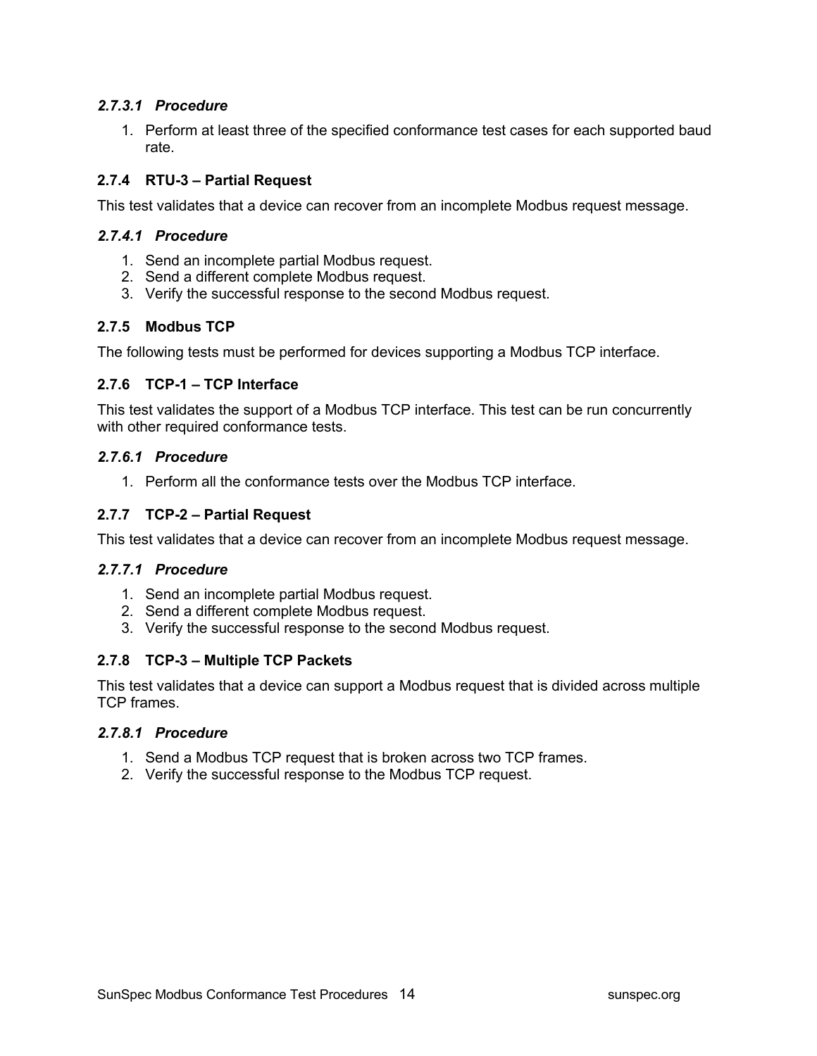#### *2.7.3.1 Procedure*

1. Perform at least three of the specified conformance test cases for each supported baud rate.

### 2.7.4 RTU-3 – Partial Request

This test validates that a device can recover from an incomplete Modbus request message.

#### *2.7.4.1 Procedure*

1. Send an incomplete partial Modbus request.
2. Send a different complete Modbus request.
3. Verify the successful response to the second Modbus request.

### 2.7.5 Modbus TCP

The following tests must be performed for devices supporting a Modbus TCP interface.

### 2.7.6 TCP-1 – TCP Interface

This test validates the support of a Modbus TCP interface. This test can be run concurrently with other required conformance tests.

#### *2.7.6.1 Procedure*

1. Perform all the conformance tests over the Modbus TCP interface.

### 2.7.7 TCP-2 – Partial Request

This test validates that a device can recover from an incomplete Modbus request message.

#### *2.7.7.1 Procedure*

1. Send an incomplete partial Modbus request.
2. Send a different complete Modbus request.
3. Verify the successful response to the second Modbus request.

### 2.7.8 TCP-3 – Multiple TCP Packets

This test validates that a device can support a Modbus request that is divided across multiple TCP frames.

#### *2.7.8.1 Procedure*

1. Send a Modbus TCP request that is broken across two TCP frames.
2. Verify the successful response to the Modbus TCP request.